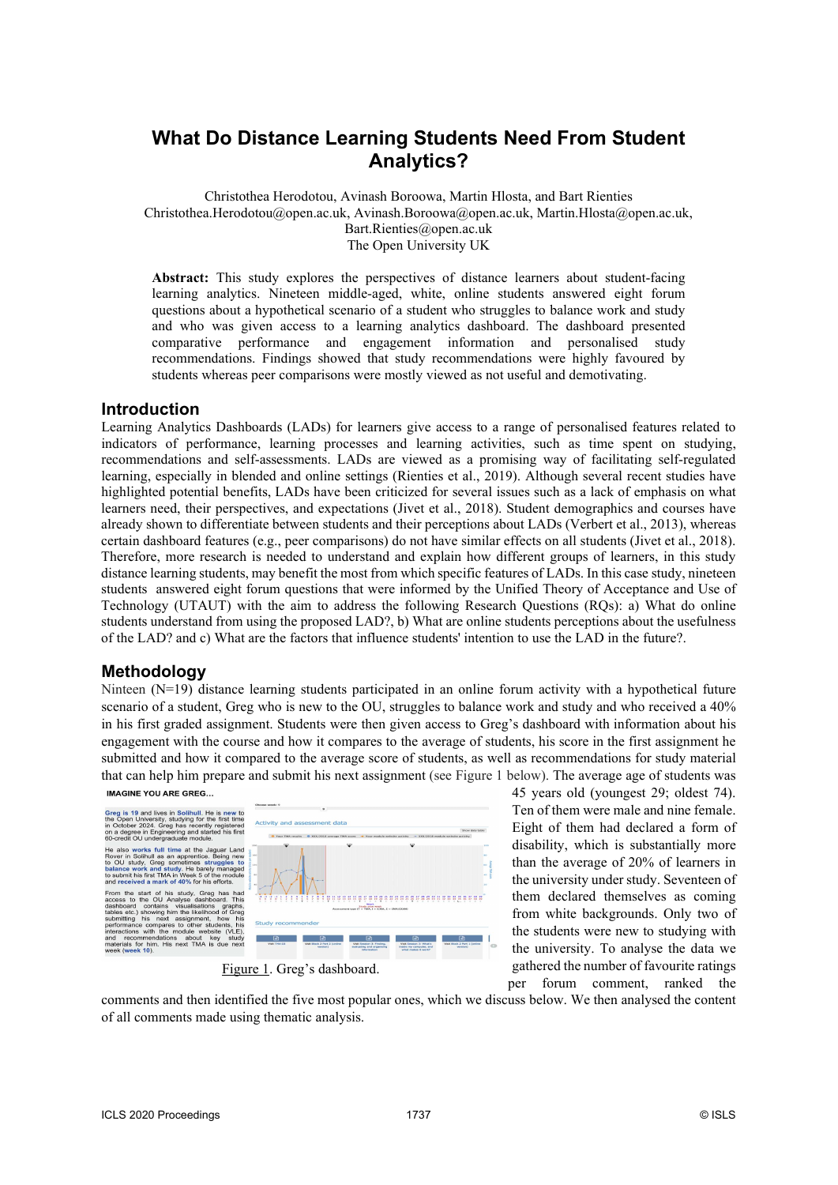# What Do Distance Learning Students Need From Student Analytics?

Christothea Herodotou, Avinash Boroowa, Martin Hlosta, and Bart Rienties
Christothea.Herodotou@open.ac.uk, Avinash.Boroowa@open.ac.uk, Martin.Hlosta@open.ac.uk, Bart.Rienties@open.ac.uk
The Open University UK

**Abstract:** This study explores the perspectives of distance learners about student-facing learning analytics. Nineteen middle-aged, white, online students answered eight forum questions about a hypothetical scenario of a student who struggles to balance work and study and who was given access to a learning analytics dashboard. The dashboard presented comparative performance and engagement information and personalised study recommendations. Findings showed that study recommendations were highly favoured by students whereas peer comparisons were mostly viewed as not useful and demotivating.

## Introduction

Learning Analytics Dashboards (LADs) for learners give access to a range of personalised features related to indicators of performance, learning processes and learning activities, such as time spent on studying, recommendations and self-assessments. LADs are viewed as a promising way of facilitating self-regulated learning, especially in blended and online settings (Rienties et al., 2019). Although several recent studies have highlighted potential benefits, LADs have been criticized for several issues such as a lack of emphasis on what learners need, their perspectives, and expectations (Jivet et al., 2018). Student demographics and courses have already shown to differentiate between students and their perceptions about LADs (Verbert et al., 2013), whereas certain dashboard features (e.g., peer comparisons) do not have similar effects on all students (Jivet et al., 2018). Therefore, more research is needed to understand and explain how different groups of learners, in this study distance learning students, may benefit the most from which specific features of LADs. In this case study, nineteen students answered eight forum questions that were informed by the Unified Theory of Acceptance and Use of Technology (UTAUT) with the aim to address the following Research Questions (RQs): a) What do online students understand from using the proposed LAD?, b) What are online students perceptions about the usefulness of the LAD? and c) What are the factors that influence students' intention to use the LAD in the future?.

## Methodology

Ninteen (N=19) distance learning students participated in an online forum activity with a hypothetical future scenario of a student, Greg who is new to the OU, struggles to balance work and study and who received a 40% in his first graded assignment. Students were then given access to Greg's dashboard with information about his engagement with the course and how it compares to the average of students, his score in the first assignment he submitted and how it compared to the average score of students, as well as recommendations for study material that can help him prepare and submit his next assignment (see Figure 1 below). The average age of students was 45 years old (youngest 29; oldest 74). Ten of them were male and nine female. Eight of them had declared a form of disability, which is substantially more than the average of 20% of learners in the university under study. Seventeen of them declared themselves as coming from white backgrounds. Only two of the students were new to studying with the university. To analyse the data we gathered the number of favourite ratings per forum comment, ranked the comments and then identified the five most popular ones, which we discuss below. We then analysed the content of all comments made using thematic analysis.

Figure 1. Greg's dashboard.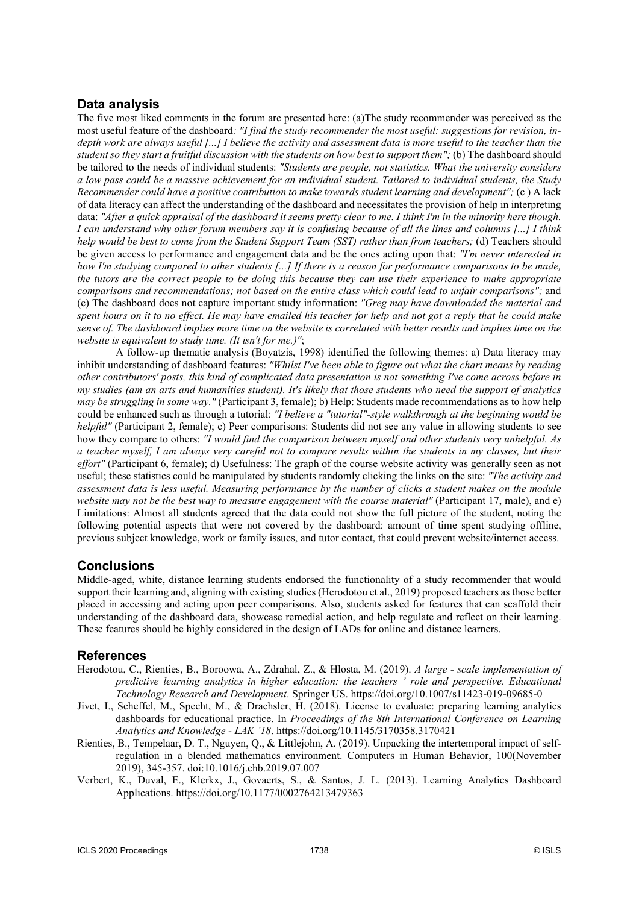## Data analysis

The five most liked comments in the forum are presented here: (a)The study recommender was perceived as the most useful feature of the dashboard*: "I find the study recommender the most useful: suggestions for revision, in-depth work are always useful [...] I believe the activity and assessment data is more useful to the teacher than the student so they start a fruitful discussion with the students on how best to support them";* (b) The dashboard should be tailored to the needs of individual students: *"Students are people, not statistics. What the university considers a low pass could be a massive achievement for an individual student. Tailored to individual students, the Study Recommender could have a positive contribution to make towards student learning and development";* (c ) A lack of data literacy can affect the understanding of the dashboard and necessitates the provision of help in interpreting data: *"After a quick appraisal of the dashboard it seems pretty clear to me. I think I'm in the minority here though. I can understand why other forum members say it is confusing because of all the lines and columns [...] I think help would be best to come from the Student Support Team (SST) rather than from teachers;* (d) Teachers should be given access to performance and engagement data and be the ones acting upon that: *"I'm never interested in how I'm studying compared to other students [...] If there is a reason for performance comparisons to be made, the tutors are the correct people to be doing this because they can use their experience to make appropriate comparisons and recommendations; not based on the entire class which could lead to unfair comparisons";* and (e) The dashboard does not capture important study information: *"Greg may have downloaded the material and spent hours on it to no effect. He may have emailed his teacher for help and not got a reply that he could make sense of. The dashboard implies more time on the website is correlated with better results and implies time on the website is equivalent to study time. (It isn't for me.)"*;

A follow-up thematic analysis (Boyatzis, 1998) identified the following themes: a) Data literacy may inhibit understanding of dashboard features: *"Whilst I've been able to figure out what the chart means by reading other contributors' posts, this kind of complicated data presentation is not something I've come across before in my studies (am an arts and humanities student). It's likely that those students who need the support of analytics may be struggling in some way."* (Participant 3, female); b) Help: Students made recommendations as to how help could be enhanced such as through a tutorial: *"I believe a "tutorial"-style walkthrough at the beginning would be helpful"* (Participant 2, female); c) Peer comparisons: Students did not see any value in allowing students to see how they compare to others: *"I would find the comparison between myself and other students very unhelpful. As a teacher myself, I am always very careful not to compare results within the students in my classes, but their effort"* (Participant 6, female); d) Usefulness: The graph of the course website activity was generally seen as not useful; these statistics could be manipulated by students randomly clicking the links on the site: *"The activity and assessment data is less useful. Measuring performance by the number of clicks a student makes on the module website may not be the best way to measure engagement with the course material"* (Participant 17, male), and e) Limitations: Almost all students agreed that the data could not show the full picture of the student, noting the following potential aspects that were not covered by the dashboard: amount of time spent studying offline, previous subject knowledge, work or family issues, and tutor contact, that could prevent website/internet access.

## Conclusions

Middle-aged, white, distance learning students endorsed the functionality of a study recommender that would support their learning and, aligning with existing studies (Herodotou et al., 2019) proposed teachers as those better placed in accessing and acting upon peer comparisons. Also, students asked for features that can scaffold their understanding of the dashboard data, showcase remedial action, and help regulate and reflect on their learning. These features should be highly considered in the design of LADs for online and distance learners.

## References

Herodotou, C., Rienties, B., Boroowa, A., Zdrahal, Z., & Hlosta, M. (2019). *A large - scale implementation of predictive learning analytics in higher education: the teachers ' role and perspective*. *Educational Technology Research and Development*. Springer US. https://doi.org/10.1007/s11423-019-09685-0

Jivet, I., Scheffel, M., Specht, M., & Drachsler, H. (2018). License to evaluate: preparing learning analytics dashboards for educational practice. In *Proceedings of the 8th International Conference on Learning Analytics and Knowledge - LAK '18*. https://doi.org/10.1145/3170358.3170421

Rienties, B., Tempelaar, D. T., Nguyen, Q., & Littlejohn, A. (2019). Unpacking the intertemporal impact of self-regulation in a blended mathematics environment. Computers in Human Behavior, 100(November 2019), 345-357. doi:10.1016/j.chb.2019.07.007

Verbert, K., Duval, E., Klerkx, J., Govaerts, S., & Santos, J. L. (2013). Learning Analytics Dashboard Applications. https://doi.org/10.1177/0002764213479363